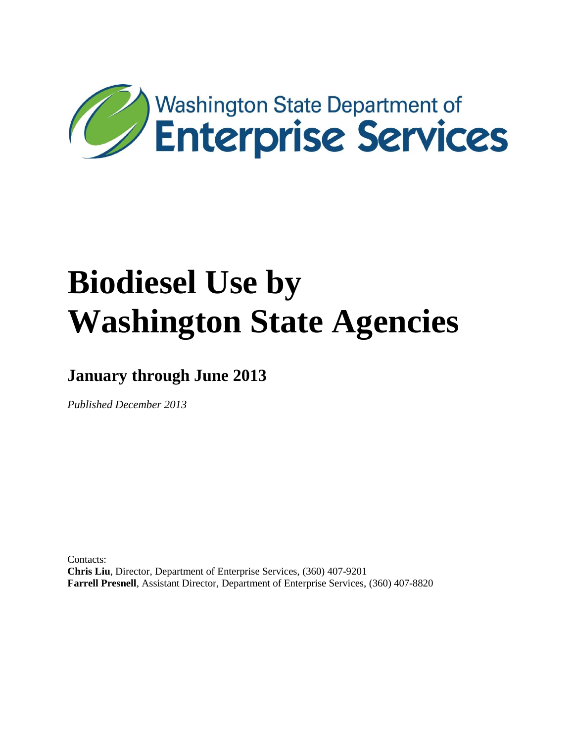Washington State Department of
**Enterprise Services**

# Biodiesel Use by Washington State Agencies

## January through June 2013

*Published December 2013*

Contacts:
**Chris Liu**, Director, Department of Enterprise Services, (360) 407-9201
**Farrell Presnell**, Assistant Director, Department of Enterprise Services, (360) 407-8820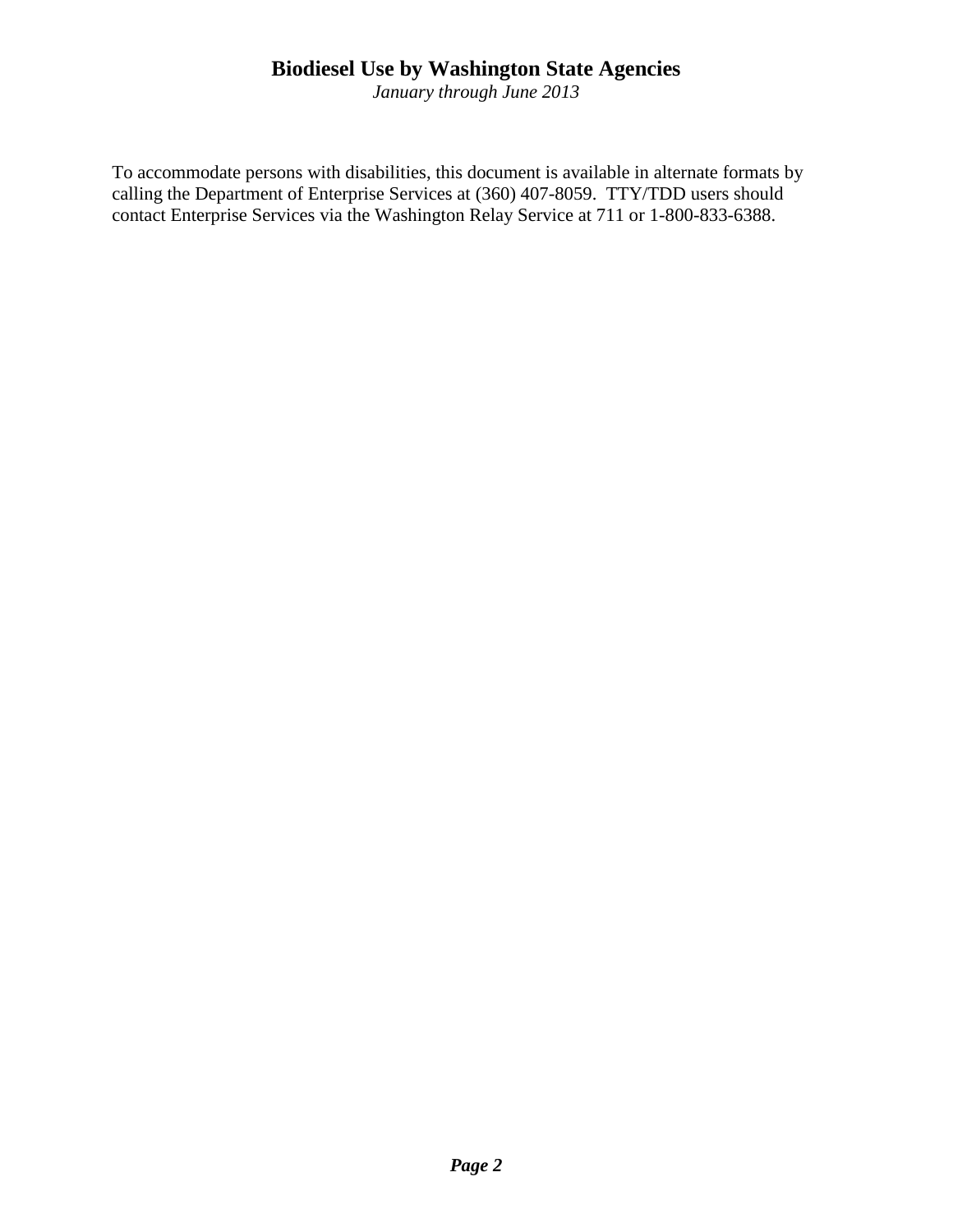# Biodiesel Use by Washington State Agencies

*January through June 2013*

To accommodate persons with disabilities, this document is available in alternate formats by calling the Department of Enterprise Services at (360) 407-8059. TTY/TDD users should contact Enterprise Services via the Washington Relay Service at 711 or 1-800-833-6388.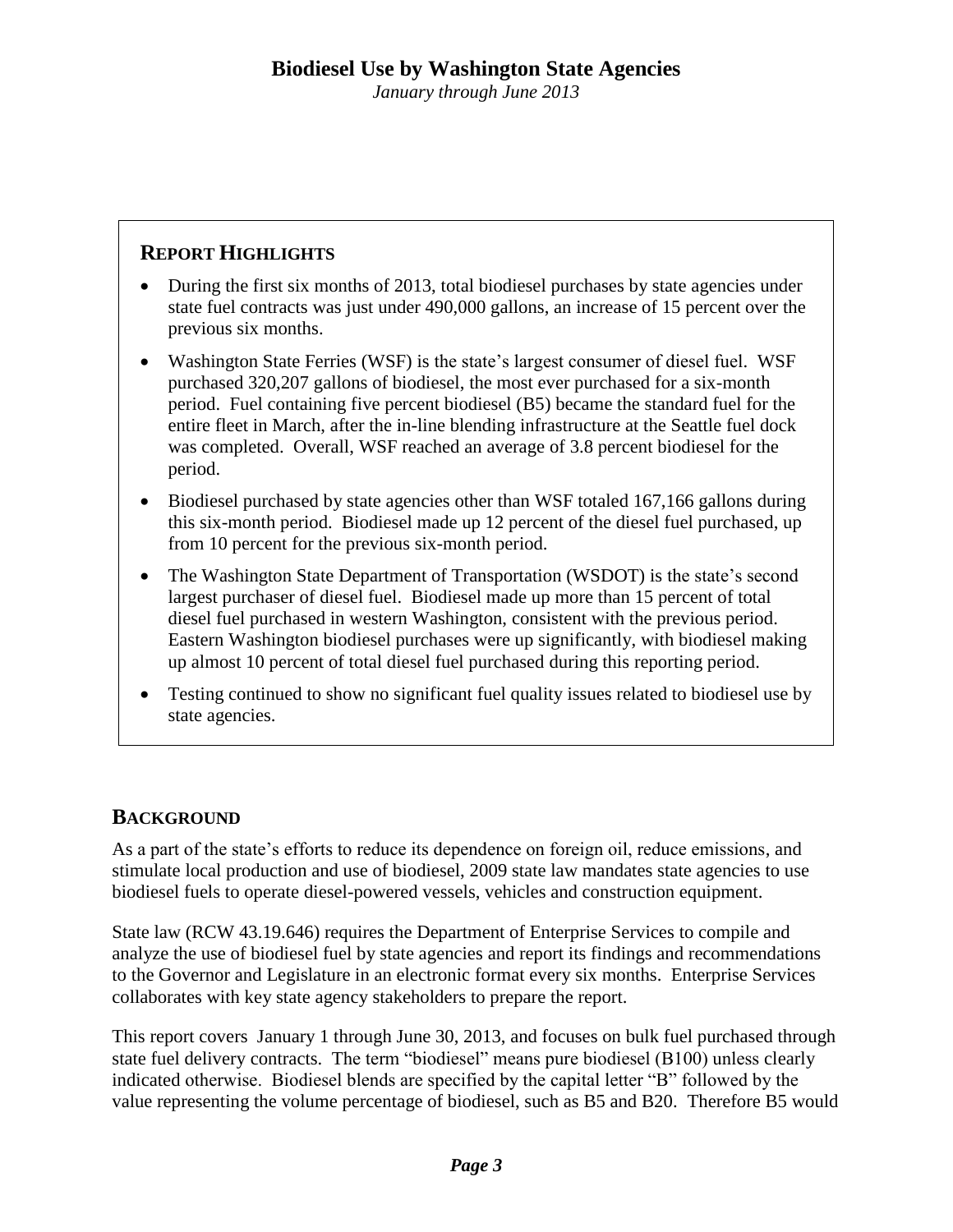# Biodiesel Use by Washington State Agencies

*January through June 2013*

## Report Highlights

- During the first six months of 2013, total biodiesel purchases by state agencies under state fuel contracts was just under 490,000 gallons, an increase of 15 percent over the previous six months.
- Washington State Ferries (WSF) is the state's largest consumer of diesel fuel. WSF purchased 320,207 gallons of biodiesel, the most ever purchased for a six-month period. Fuel containing five percent biodiesel (B5) became the standard fuel for the entire fleet in March, after the in-line blending infrastructure at the Seattle fuel dock was completed. Overall, WSF reached an average of 3.8 percent biodiesel for the period.
- Biodiesel purchased by state agencies other than WSF totaled 167,166 gallons during this six-month period. Biodiesel made up 12 percent of the diesel fuel purchased, up from 10 percent for the previous six-month period.
- The Washington State Department of Transportation (WSDOT) is the state's second largest purchaser of diesel fuel. Biodiesel made up more than 15 percent of total diesel fuel purchased in western Washington, consistent with the previous period. Eastern Washington biodiesel purchases were up significantly, with biodiesel making up almost 10 percent of total diesel fuel purchased during this reporting period.
- Testing continued to show no significant fuel quality issues related to biodiesel use by state agencies.

## Background

As a part of the state's efforts to reduce its dependence on foreign oil, reduce emissions, and stimulate local production and use of biodiesel, 2009 state law mandates state agencies to use biodiesel fuels to operate diesel-powered vessels, vehicles and construction equipment.

State law (RCW 43.19.646) requires the Department of Enterprise Services to compile and analyze the use of biodiesel fuel by state agencies and report its findings and recommendations to the Governor and Legislature in an electronic format every six months. Enterprise Services collaborates with key state agency stakeholders to prepare the report.

This report covers January 1 through June 30, 2013, and focuses on bulk fuel purchased through state fuel delivery contracts. The term "biodiesel" means pure biodiesel (B100) unless clearly indicated otherwise. Biodiesel blends are specified by the capital letter "B" followed by the value representing the volume percentage of biodiesel, such as B5 and B20. Therefore B5 would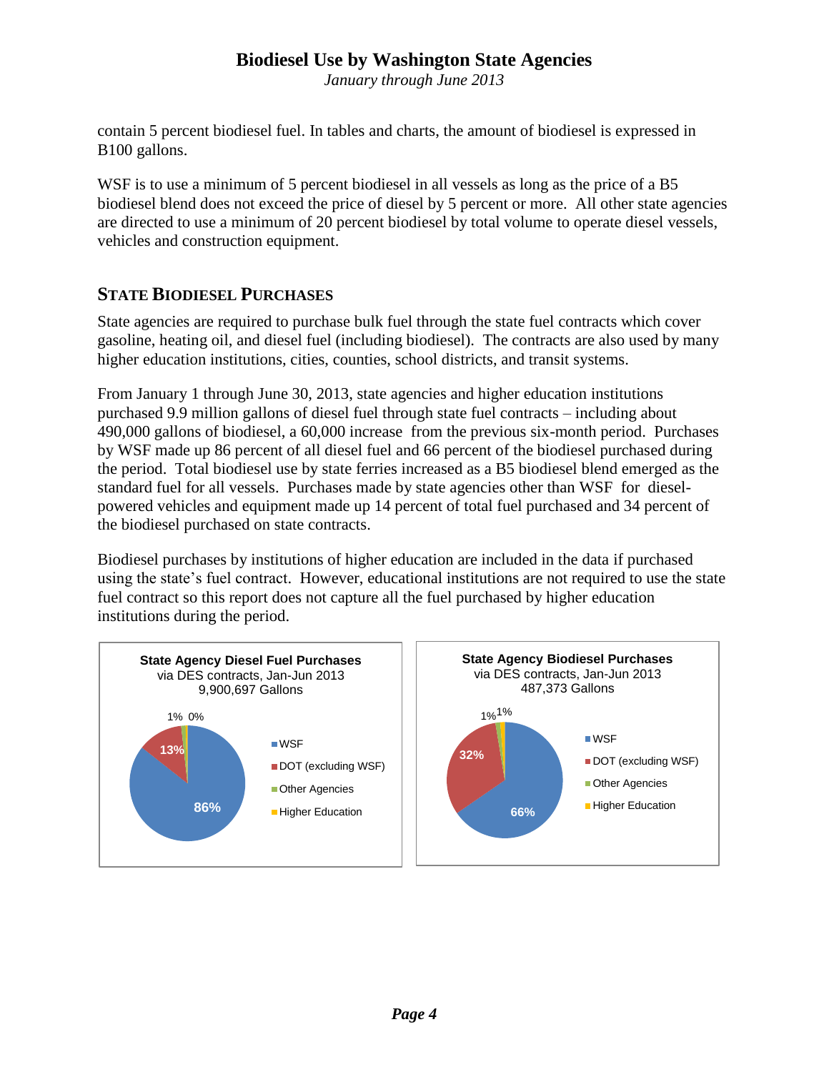contain 5 percent biodiesel fuel. In tables and charts, the amount of biodiesel is expressed in B100 gallons.

WSF is to use a minimum of 5 percent biodiesel in all vessels as long as the price of a B5 biodiesel blend does not exceed the price of diesel by 5 percent or more. All other state agencies are directed to use a minimum of 20 percent biodiesel by total volume to operate diesel vessels, vehicles and construction equipment.

## STATE BIODIESEL PURCHASES

State agencies are required to purchase bulk fuel through the state fuel contracts which cover gasoline, heating oil, and diesel fuel (including biodiesel). The contracts are also used by many higher education institutions, cities, counties, school districts, and transit systems.

From January 1 through June 30, 2013, state agencies and higher education institutions purchased 9.9 million gallons of diesel fuel through state fuel contracts – including about 490,000 gallons of biodiesel, a 60,000 increase from the previous six-month period. Purchases by WSF made up 86 percent of all diesel fuel and 66 percent of the biodiesel purchased during the period. Total biodiesel use by state ferries increased as a B5 biodiesel blend emerged as the standard fuel for all vessels. Purchases made by state agencies other than WSF for diesel-powered vehicles and equipment made up 14 percent of total fuel purchased and 34 percent of the biodiesel purchased on state contracts.

Biodiesel purchases by institutions of higher education are included in the data if purchased using the state's fuel contract. However, educational institutions are not required to use the state fuel contract so this report does not capture all the fuel purchased by higher education institutions during the period.

**State Agency Diesel Fuel Purchases**
via DES contracts, Jan-Jun 2013
9,900,697 Gallons

| Category | Share |
|---|---|
| WSF | 86% |
| DOT (excluding WSF) | 13% |
| Other Agencies | 1% |
| Higher Education | 0% |

**State Agency Biodiesel Purchases**
via DES contracts, Jan-Jun 2013
487,373 Gallons

| Category | Share |
|---|---|
| WSF | 66% |
| DOT (excluding WSF) | 32% |
| Other Agencies | 1% |
| Higher Education | 1% |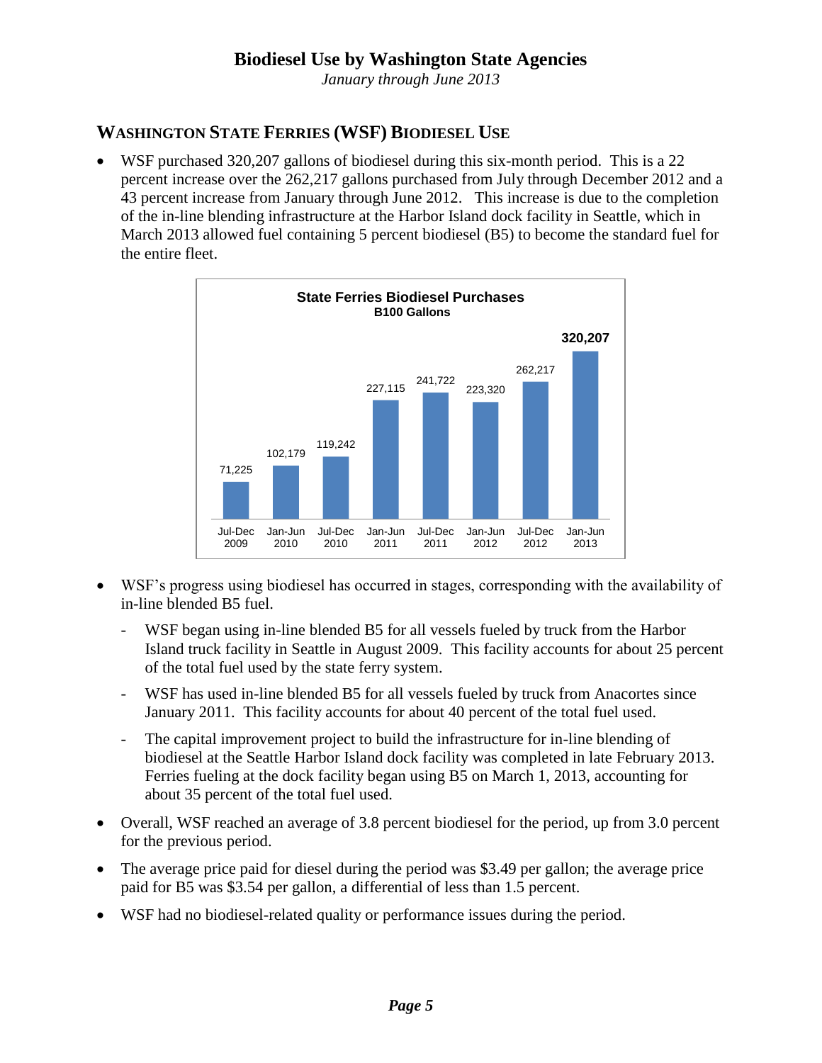## WASHINGTON STATE FERRIES (WSF) BIODIESEL USE

- WSF purchased 320,207 gallons of biodiesel during this six-month period. This is a 22 percent increase over the 262,217 gallons purchased from July through December 2012 and a 43 percent increase from January through June 2012. This increase is due to the completion of the in-line blending infrastructure at the Harbor Island dock facility in Seattle, which in March 2013 allowed fuel containing 5 percent biodiesel (B5) to become the standard fuel for the entire fleet.

**State Ferries Biodiesel Purchases**
**B100 Gallons**

| Period | B100 Gallons |
| --- | --- |
| Jul-Dec 2009 | 71,225 |
| Jan-Jun 2010 | 102,179 |
| Jul-Dec 2010 | 119,242 |
| Jan-Jun 2011 | 227,115 |
| Jul-Dec 2011 | 241,722 |
| Jan-Jun 2012 | 223,320 |
| Jul-Dec 2012 | 262,217 |
| Jan-Jun 2013 | **320,207** |

- WSF's progress using biodiesel has occurred in stages, corresponding with the availability of in-line blended B5 fuel.
  - WSF began using in-line blended B5 for all vessels fueled by truck from the Harbor Island truck facility in Seattle in August 2009. This facility accounts for about 25 percent of the total fuel used by the state ferry system.
  - WSF has used in-line blended B5 for all vessels fueled by truck from Anacortes since January 2011. This facility accounts for about 40 percent of the total fuel used.
  - The capital improvement project to build the infrastructure for in-line blending of biodiesel at the Seattle Harbor Island dock facility was completed in late February 2013. Ferries fueling at the dock facility began using B5 on March 1, 2013, accounting for about 35 percent of the total fuel used.
- Overall, WSF reached an average of 3.8 percent biodiesel for the period, up from 3.0 percent for the previous period.
- The average price paid for diesel during the period was $3.49 per gallon; the average price paid for B5 was $3.54 per gallon, a differential of less than 1.5 percent.
- WSF had no biodiesel-related quality or performance issues during the period.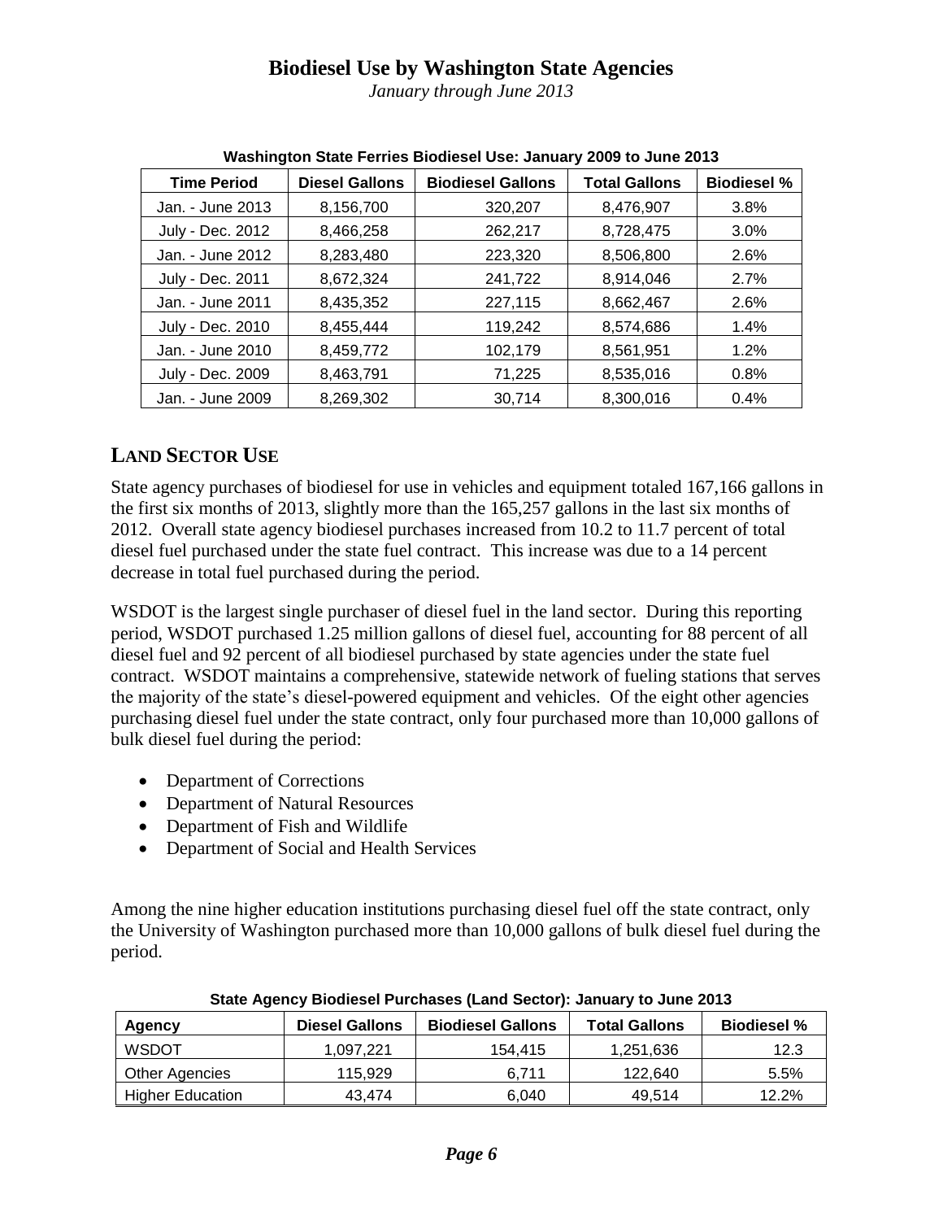# Biodiesel Use by Washington State Agencies

*January through June 2013*

**Washington State Ferries Biodiesel Use: January 2009 to June 2013**

| Time Period | Diesel Gallons | Biodiesel Gallons | Total Gallons | Biodiesel % |
|---|---|---|---|---|
| Jan. - June 2013 | 8,156,700 | 320,207 | 8,476,907 | 3.8% |
| July - Dec. 2012 | 8,466,258 | 262,217 | 8,728,475 | 3.0% |
| Jan. - June 2012 | 8,283,480 | 223,320 | 8,506,800 | 2.6% |
| July - Dec. 2011 | 8,672,324 | 241,722 | 8,914,046 | 2.7% |
| Jan. - June 2011 | 8,435,352 | 227,115 | 8,662,467 | 2.6% |
| July - Dec. 2010 | 8,455,444 | 119,242 | 8,574,686 | 1.4% |
| Jan. - June 2010 | 8,459,772 | 102,179 | 8,561,951 | 1.2% |
| July - Dec. 2009 | 8,463,791 | 71,225 | 8,535,016 | 0.8% |
| Jan. - June 2009 | 8,269,302 | 30,714 | 8,300,016 | 0.4% |

## LAND SECTOR USE

State agency purchases of biodiesel for use in vehicles and equipment totaled 167,166 gallons in the first six months of 2013, slightly more than the 165,257 gallons in the last six months of 2012. Overall state agency biodiesel purchases increased from 10.2 to 11.7 percent of total diesel fuel purchased under the state fuel contract. This increase was due to a 14 percent decrease in total fuel purchased during the period.

WSDOT is the largest single purchaser of diesel fuel in the land sector. During this reporting period, WSDOT purchased 1.25 million gallons of diesel fuel, accounting for 88 percent of all diesel fuel and 92 percent of all biodiesel purchased by state agencies under the state fuel contract. WSDOT maintains a comprehensive, statewide network of fueling stations that serves the majority of the state's diesel-powered equipment and vehicles. Of the eight other agencies purchasing diesel fuel under the state contract, only four purchased more than 10,000 gallons of bulk diesel fuel during the period:

- Department of Corrections
- Department of Natural Resources
- Department of Fish and Wildlife
- Department of Social and Health Services

Among the nine higher education institutions purchasing diesel fuel off the state contract, only the University of Washington purchased more than 10,000 gallons of bulk diesel fuel during the period.

**State Agency Biodiesel Purchases (Land Sector): January to June 2013**

| Agency | Diesel Gallons | Biodiesel Gallons | Total Gallons | Biodiesel % |
|---|---|---|---|---|
| WSDOT | 1,097,221 | 154,415 | 1,251,636 | 12.3 |
| Other Agencies | 115,929 | 6,711 | 122,640 | 5.5% |
| Higher Education | 43,474 | 6,040 | 49,514 | 12.2% |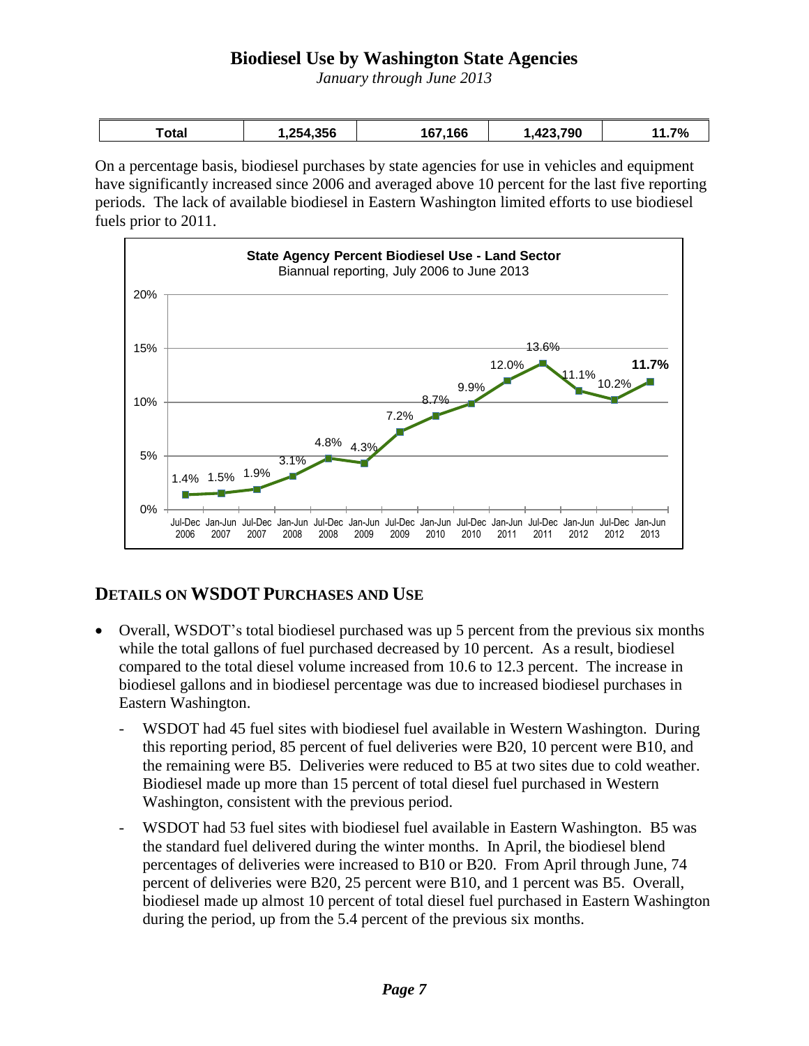# Biodiesel Use by Washington State Agencies

*January through June 2013*

| Total | 1,254,356 | 167,166 | 1,423,790 | 11.7% |
|---|---|---|---|---|

On a percentage basis, biodiesel purchases by state agencies for use in vehicles and equipment have significantly increased since 2006 and averaged above 10 percent for the last five reporting periods. The lack of available biodiesel in Eastern Washington limited efforts to use biodiesel fuels prior to 2011.

**State Agency Percent Biodiesel Use - Land Sector**
Biannual reporting, July 2006 to June 2013

| Period | Percent Biodiesel Use |
|---|---|
| Jul-Dec 2006 | 1.4% |
| Jan-Jun 2007 | 1.5% |
| Jul-Dec 2007 | 1.9% |
| Jan-Jun 2008 | 3.1% |
| Jul-Dec 2008 | 4.8% |
| Jan-Jun 2009 | 4.3% |
| Jul-Dec 2009 | 7.2% |
| Jan-Jun 2010 | 8.7% |
| Jul-Dec 2010 | 9.9% |
| Jan-Jun 2011 | 12.0% |
| Jul-Dec 2011 | 13.6% |
| Jan-Jun 2012 | 11.1% |
| Jul-Dec 2012 | 10.2% |
| Jan-Jun 2013 | **11.7%** |

## DETAILS ON WSDOT PURCHASES AND USE

- Overall, WSDOT's total biodiesel purchased was up 5 percent from the previous six months while the total gallons of fuel purchased decreased by 10 percent. As a result, biodiesel compared to the total diesel volume increased from 10.6 to 12.3 percent. The increase in biodiesel gallons and in biodiesel percentage was due to increased biodiesel purchases in Eastern Washington.
  - WSDOT had 45 fuel sites with biodiesel fuel available in Western Washington. During this reporting period, 85 percent of fuel deliveries were B20, 10 percent were B10, and the remaining were B5. Deliveries were reduced to B5 at two sites due to cold weather. Biodiesel made up more than 15 percent of total diesel fuel purchased in Western Washington, consistent with the previous period.
  - WSDOT had 53 fuel sites with biodiesel fuel available in Eastern Washington. B5 was the standard fuel delivered during the winter months. In April, the biodiesel blend percentages of deliveries were increased to B10 or B20. From April through June, 74 percent of deliveries were B20, 25 percent were B10, and 1 percent was B5. Overall, biodiesel made up almost 10 percent of total diesel fuel purchased in Eastern Washington during the period, up from the 5.4 percent of the previous six months.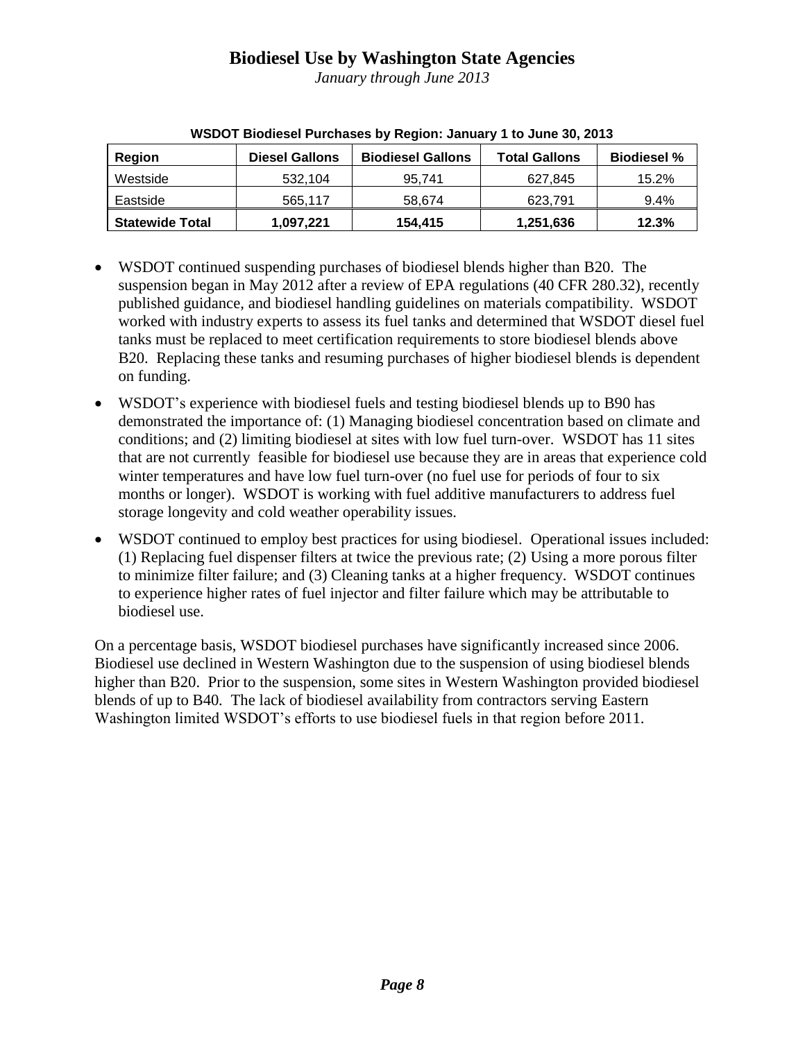# Biodiesel Use by Washington State Agencies

*January through June 2013*

**WSDOT Biodiesel Purchases by Region: January 1 to June 30, 2013**

| Region | Diesel Gallons | Biodiesel Gallons | Total Gallons | Biodiesel % |
|---|---|---|---|---|
| Westside | 532,104 | 95,741 | 627,845 | 15.2% |
| Eastside | 565,117 | 58,674 | 623,791 | 9.4% |
| **Statewide Total** | **1,097,221** | **154,415** | **1,251,636** | **12.3%** |

- WSDOT continued suspending purchases of biodiesel blends higher than B20. The suspension began in May 2012 after a review of EPA regulations (40 CFR 280.32), recently published guidance, and biodiesel handling guidelines on materials compatibility. WSDOT worked with industry experts to assess its fuel tanks and determined that WSDOT diesel fuel tanks must be replaced to meet certification requirements to store biodiesel blends above B20. Replacing these tanks and resuming purchases of higher biodiesel blends is dependent on funding.
- WSDOT's experience with biodiesel fuels and testing biodiesel blends up to B90 has demonstrated the importance of: (1) Managing biodiesel concentration based on climate and conditions; and (2) limiting biodiesel at sites with low fuel turn-over. WSDOT has 11 sites that are not currently feasible for biodiesel use because they are in areas that experience cold winter temperatures and have low fuel turn-over (no fuel use for periods of four to six months or longer). WSDOT is working with fuel additive manufacturers to address fuel storage longevity and cold weather operability issues.
- WSDOT continued to employ best practices for using biodiesel. Operational issues included: (1) Replacing fuel dispenser filters at twice the previous rate; (2) Using a more porous filter to minimize filter failure; and (3) Cleaning tanks at a higher frequency. WSDOT continues to experience higher rates of fuel injector and filter failure which may be attributable to biodiesel use.

On a percentage basis, WSDOT biodiesel purchases have significantly increased since 2006. Biodiesel use declined in Western Washington due to the suspension of using biodiesel blends higher than B20. Prior to the suspension, some sites in Western Washington provided biodiesel blends of up to B40. The lack of biodiesel availability from contractors serving Eastern Washington limited WSDOT's efforts to use biodiesel fuels in that region before 2011.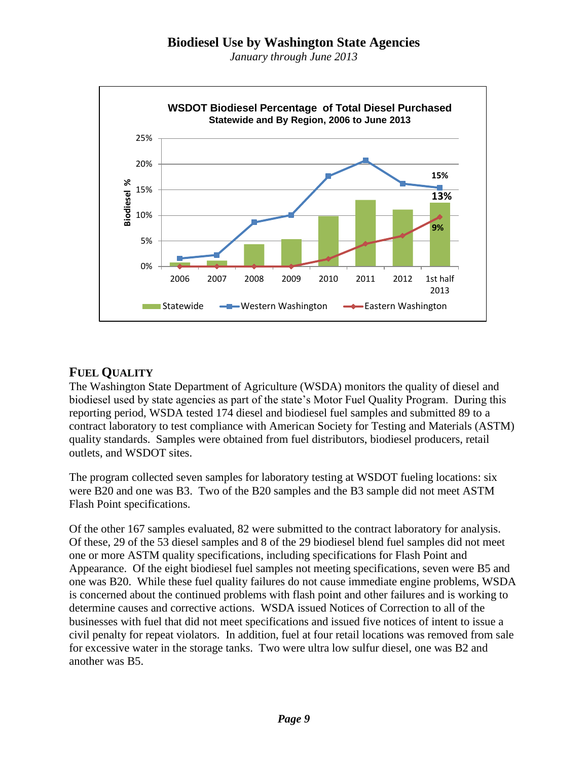# Biodiesel Use by Washington State Agencies

*January through June 2013*

**WSDOT Biodiesel Percentage of Total Diesel Purchased**
**Statewide and By Region, 2006 to June 2013**

## FUEL QUALITY

The Washington State Department of Agriculture (WSDA) monitors the quality of diesel and biodiesel used by state agencies as part of the state's Motor Fuel Quality Program. During this reporting period, WSDA tested 174 diesel and biodiesel fuel samples and submitted 89 to a contract laboratory to test compliance with American Society for Testing and Materials (ASTM) quality standards. Samples were obtained from fuel distributors, biodiesel producers, retail outlets, and WSDOT sites.

The program collected seven samples for laboratory testing at WSDOT fueling locations: six were B20 and one was B3. Two of the B20 samples and the B3 sample did not meet ASTM Flash Point specifications.

Of the other 167 samples evaluated, 82 were submitted to the contract laboratory for analysis. Of these, 29 of the 53 diesel samples and 8 of the 29 biodiesel blend fuel samples did not meet one or more ASTM quality specifications, including specifications for Flash Point and Appearance. Of the eight biodiesel fuel samples not meeting specifications, seven were B5 and one was B20. While these fuel quality failures do not cause immediate engine problems, WSDA is concerned about the continued problems with flash point and other failures and is working to determine causes and corrective actions. WSDA issued Notices of Correction to all of the businesses with fuel that did not meet specifications and issued five notices of intent to issue a civil penalty for repeat violators. In addition, fuel at four retail locations was removed from sale for excessive water in the storage tanks. Two were ultra low sulfur diesel, one was B2 and another was B5.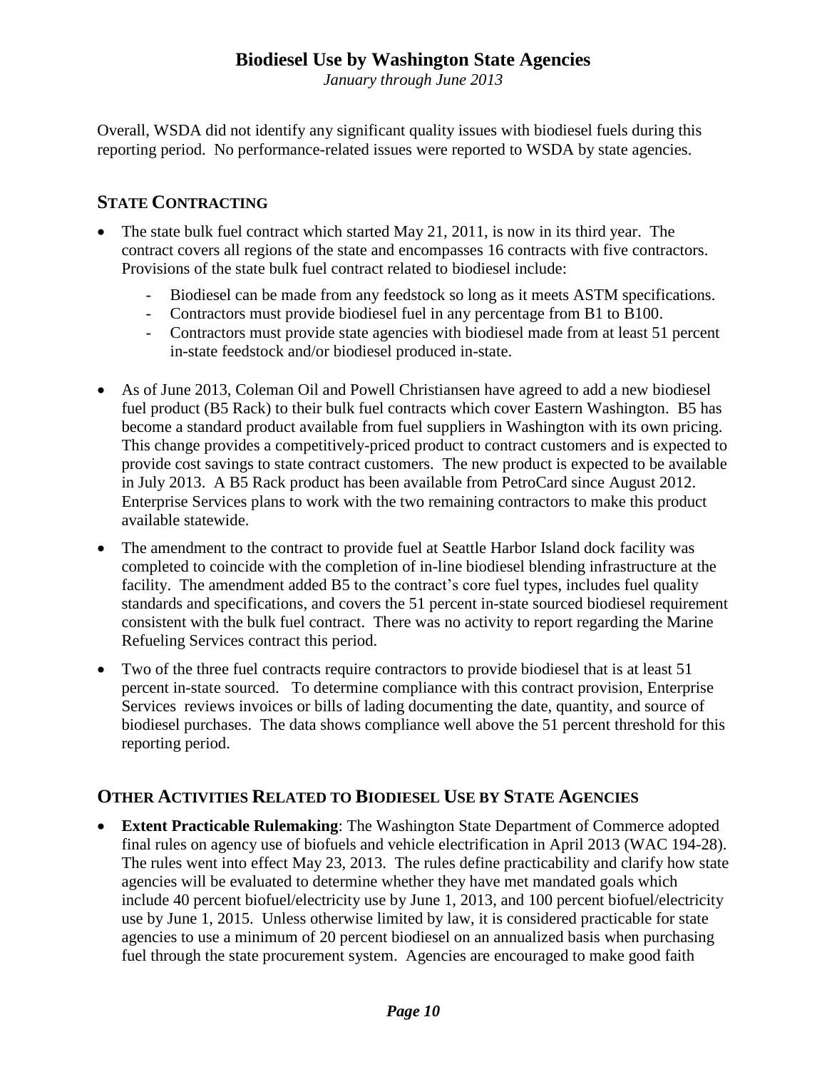Overall, WSDA did not identify any significant quality issues with biodiesel fuels during this reporting period. No performance-related issues were reported to WSDA by state agencies.

## State Contracting

- The state bulk fuel contract which started May 21, 2011, is now in its third year. The contract covers all regions of the state and encompasses 16 contracts with five contractors. Provisions of the state bulk fuel contract related to biodiesel include:
  - Biodiesel can be made from any feedstock so long as it meets ASTM specifications.
  - Contractors must provide biodiesel fuel in any percentage from B1 to B100.
  - Contractors must provide state agencies with biodiesel made from at least 51 percent in-state feedstock and/or biodiesel produced in-state.
- As of June 2013, Coleman Oil and Powell Christiansen have agreed to add a new biodiesel fuel product (B5 Rack) to their bulk fuel contracts which cover Eastern Washington. B5 has become a standard product available from fuel suppliers in Washington with its own pricing. This change provides a competitively-priced product to contract customers and is expected to provide cost savings to state contract customers. The new product is expected to be available in July 2013. A B5 Rack product has been available from PetroCard since August 2012. Enterprise Services plans to work with the two remaining contractors to make this product available statewide.
- The amendment to the contract to provide fuel at Seattle Harbor Island dock facility was completed to coincide with the completion of in-line biodiesel blending infrastructure at the facility. The amendment added B5 to the contract's core fuel types, includes fuel quality standards and specifications, and covers the 51 percent in-state sourced biodiesel requirement consistent with the bulk fuel contract. There was no activity to report regarding the Marine Refueling Services contract this period.
- Two of the three fuel contracts require contractors to provide biodiesel that is at least 51 percent in-state sourced. To determine compliance with this contract provision, Enterprise Services reviews invoices or bills of lading documenting the date, quantity, and source of biodiesel purchases. The data shows compliance well above the 51 percent threshold for this reporting period.

## Other Activities Related to Biodiesel Use by State Agencies

- **Extent Practicable Rulemaking**: The Washington State Department of Commerce adopted final rules on agency use of biofuels and vehicle electrification in April 2013 (WAC 194-28). The rules went into effect May 23, 2013. The rules define practicability and clarify how state agencies will be evaluated to determine whether they have met mandated goals which include 40 percent biofuel/electricity use by June 1, 2013, and 100 percent biofuel/electricity use by June 1, 2015. Unless otherwise limited by law, it is considered practicable for state agencies to use a minimum of 20 percent biodiesel on an annualized basis when purchasing fuel through the state procurement system. Agencies are encouraged to make good faith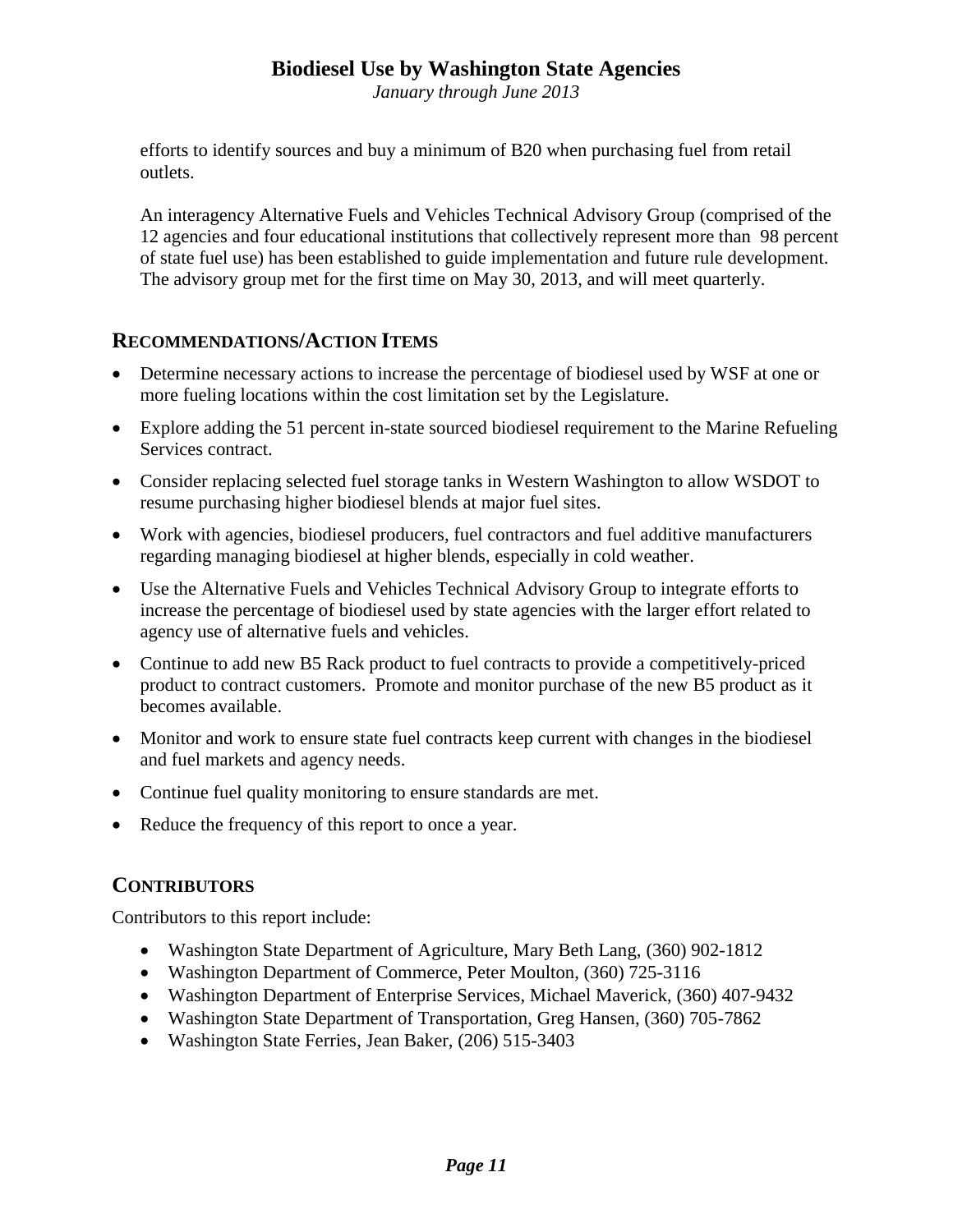efforts to identify sources and buy a minimum of B20 when purchasing fuel from retail outlets.

An interagency Alternative Fuels and Vehicles Technical Advisory Group (comprised of the 12 agencies and four educational institutions that collectively represent more than 98 percent of state fuel use) has been established to guide implementation and future rule development. The advisory group met for the first time on May 30, 2013, and will meet quarterly.

## RECOMMENDATIONS/ACTION ITEMS

- Determine necessary actions to increase the percentage of biodiesel used by WSF at one or more fueling locations within the cost limitation set by the Legislature.
- Explore adding the 51 percent in-state sourced biodiesel requirement to the Marine Refueling Services contract.
- Consider replacing selected fuel storage tanks in Western Washington to allow WSDOT to resume purchasing higher biodiesel blends at major fuel sites.
- Work with agencies, biodiesel producers, fuel contractors and fuel additive manufacturers regarding managing biodiesel at higher blends, especially in cold weather.
- Use the Alternative Fuels and Vehicles Technical Advisory Group to integrate efforts to increase the percentage of biodiesel used by state agencies with the larger effort related to agency use of alternative fuels and vehicles.
- Continue to add new B5 Rack product to fuel contracts to provide a competitively-priced product to contract customers. Promote and monitor purchase of the new B5 product as it becomes available.
- Monitor and work to ensure state fuel contracts keep current with changes in the biodiesel and fuel markets and agency needs.
- Continue fuel quality monitoring to ensure standards are met.
- Reduce the frequency of this report to once a year.

## CONTRIBUTORS

Contributors to this report include:

- Washington State Department of Agriculture, Mary Beth Lang, (360) 902-1812
- Washington Department of Commerce, Peter Moulton, (360) 725-3116
- Washington Department of Enterprise Services, Michael Maverick, (360) 407-9432
- Washington State Department of Transportation, Greg Hansen, (360) 705-7862
- Washington State Ferries, Jean Baker, (206) 515-3403